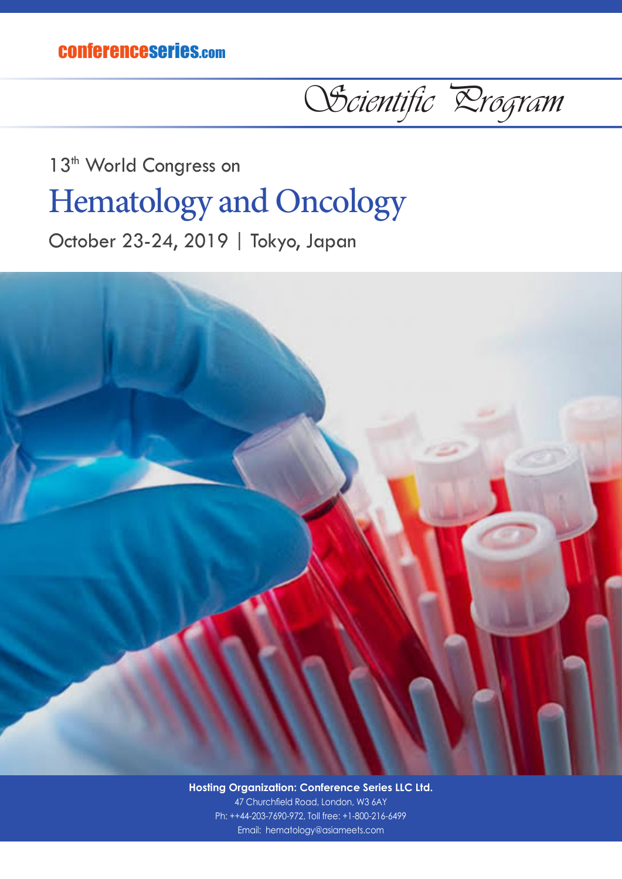conferenceseries.com

*Scientific Program*

13th World Congress on

# Hematology and Oncology

October 23-24, 2019 | Tokyo, Japan

**Hosting Organization: Conference Series LLC Ltd.**

47 Churchfield Road, London, W3 6AY

Ph: ++44-203-7690-972, Toll free: +1-800-216-6499

Email: hematology@asiameets.com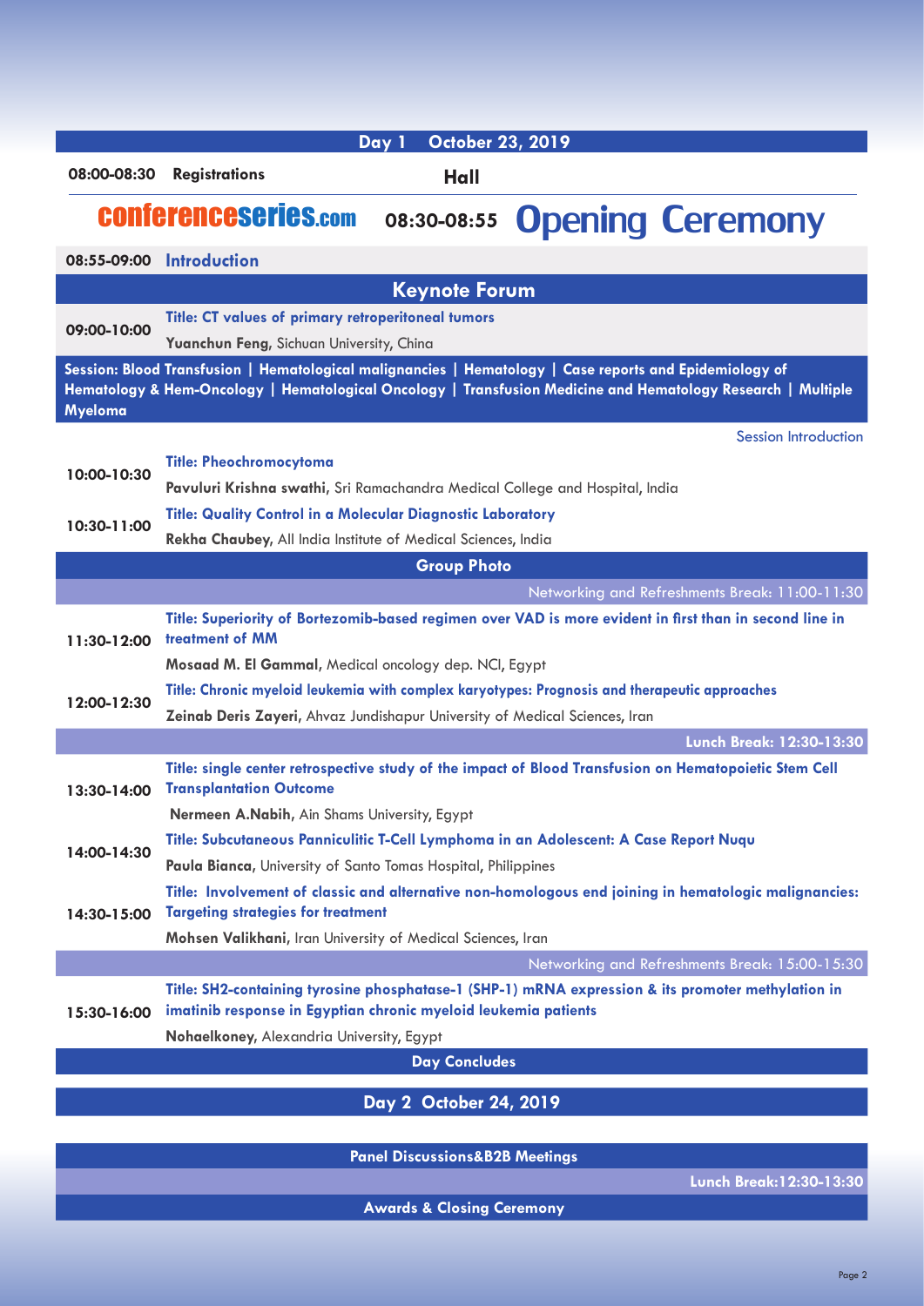## Day 1 October 23, 2019

**08:00-08:30 Registrations**

**Hall**

**conferenceseries.com** **08:30-08:55** **Opening Ceremony**

**08:55-09:00** **Introduction**

### Keynote Forum

**09:00-10:00**
**Title: CT values of primary retroperitoneal tumors**
**Yuanchun Feng,** Sichuan University, China

**Session: Blood Transfusion | Hematological malignancies | Hematology | Case reports and Epidemiology of Hematology & Hem-Oncology | Hematological Oncology | Transfusion Medicine and Hematology Research | Multiple Myeloma**

Session Introduction

**10:00-10:30**
**Title: Pheochromocytoma**
**Pavuluri Krishna swathi,** Sri Ramachandra Medical College and Hospital, India

**10:30-11:00**
**Title: Quality Control in a Molecular Diagnostic Laboratory**
**Rekha Chaubey,** All India Institute of Medical Sciences, India

**Group Photo**

Networking and Refreshments Break: 11:00-11:30

**11:30-12:00**
**Title: Superiority of Bortezomib-based regimen over VAD is more evident in first than in second line in treatment of MM**
**Mosaad M. El Gammal,** Medical oncology dep. NCI, Egypt

**12:00-12:30**
**Title: Chronic myeloid leukemia with complex karyotypes: Prognosis and therapeutic approaches**
**Zeinab Deris Zayeri,** Ahvaz Jundishapur University of Medical Sciences, Iran

**Lunch Break: 12:30-13:30**

**13:30-14:00**
**Title: single center retrospective study of the impact of Blood Transfusion on Hematopoietic Stem Cell Transplantation Outcome**
**Nermeen A.Nabih,** Ain Shams University, Egypt

**14:00-14:30**
**Title: Subcutaneous Panniculitic T-Cell Lymphoma in an Adolescent: A Case Report Nuqu**
**Paula Bianca,** University of Santo Tomas Hospital, Philippines

**14:30-15:00**
**Title: Involvement of classic and alternative non-homologous end joining in hematologic malignancies: Targeting strategies for treatment**
**Mohsen Valikhani,** Iran University of Medical Sciences, Iran

Networking and Refreshments Break: 15:00-15:30

**15:30-16:00**
**Title: SH2-containing tyrosine phosphatase-1 (SHP-1) mRNA expression & its promoter methylation in imatinib response in Egyptian chronic myeloid leukemia patients**
**Nohaelkoney,** Alexandria University, Egypt

**Day Concludes**

## Day 2 October 24, 2019

**Panel Discussions&B2B Meetings**

**Lunch Break:12:30-13:30**

**Awards & Closing Ceremony**